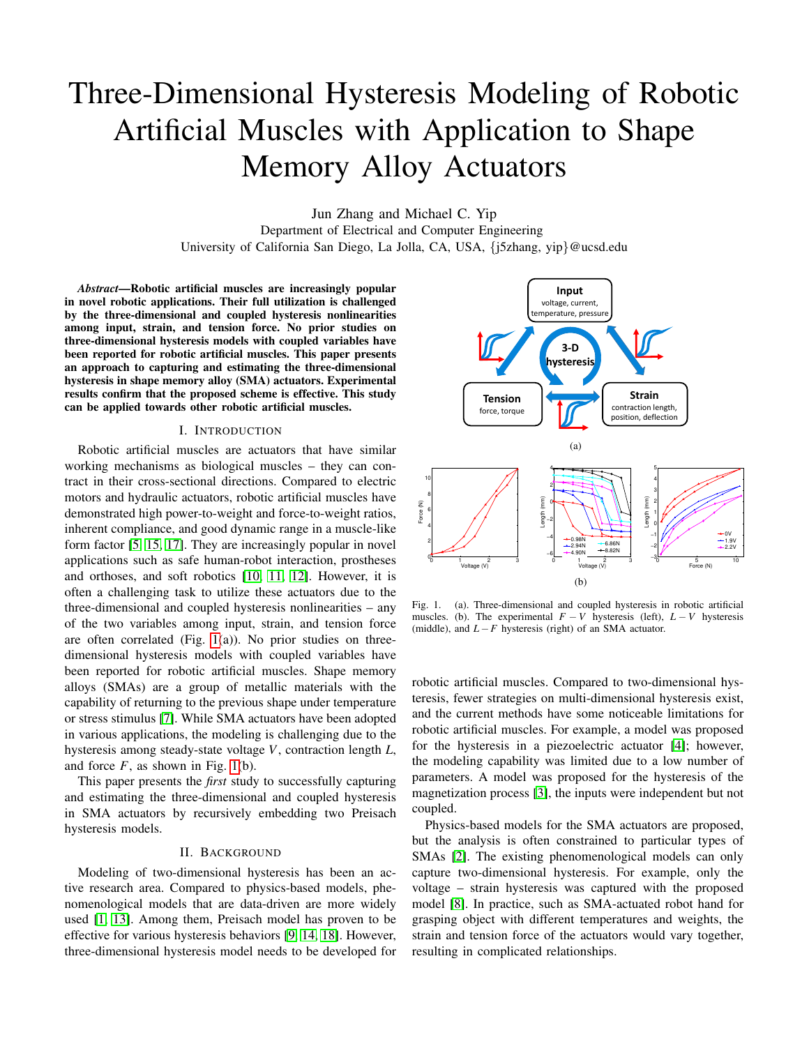# Three-Dimensional Hysteresis Modeling of Robotic Artificial Muscles with Application to Shape Memory Alloy Actuators

Jun Zhang and Michael C. Yip
Department of Electrical and Computer Engineering
University of California San Diego, La Jolla, CA, USA, {j5zhang, yip}@ucsd.edu

***Abstract*—Robotic artificial muscles are increasingly popular in novel robotic applications. Their full utilization is challenged by the three-dimensional and coupled hysteresis nonlinearities among input, strain, and tension force. No prior studies on three-dimensional hysteresis models with coupled variables have been reported for robotic artificial muscles. This paper presents an approach to capturing and estimating the three-dimensional hysteresis in shape memory alloy (SMA) actuators. Experimental results confirm that the proposed scheme is effective. This study can be applied towards other robotic artificial muscles.**

## I. Introduction

Robotic artificial muscles are actuators that have similar working mechanisms as biological muscles – they can contract in their cross-sectional directions. Compared to electric motors and hydraulic actuators, robotic artificial muscles have demonstrated high power-to-weight and force-to-weight ratios, inherent compliance, and good dynamic range in a muscle-like form factor [5, 15, 17]. They are increasingly popular in novel applications such as safe human-robot interaction, prostheses and orthoses, and soft robotics [10, 11, 12]. However, it is often a challenging task to utilize these actuators due to the three-dimensional and coupled hysteresis nonlinearities – any of the two variables among input, strain, and tension force are often correlated (Fig. 1(a)). No prior studies on three-dimensional hysteresis models with coupled variables have been reported for robotic artificial muscles. Shape memory alloys (SMAs) are a group of metallic materials with the capability of returning to the previous shape under temperature or stress stimulus [7]. While SMA actuators have been adopted in various applications, the modeling is challenging due to the hysteresis among steady-state voltage $V$, contraction length $L$, and force $F$, as shown in Fig. 1(b).

This paper presents the *first* study to successfully capturing and estimating the three-dimensional and coupled hysteresis in SMA actuators by recursively embedding two Preisach hysteresis models.

## II. Background

Modeling of two-dimensional hysteresis has been an active research area. Compared to physics-based models, phenomenological models that are data-driven are more widely used [1, 13]. Among them, Preisach model has proven to be effective for various hysteresis behaviors [9, 14, 18]. However, three-dimensional hysteresis model needs to be developed for robotic artificial muscles. Compared to two-dimensional hysteresis, fewer strategies on multi-dimensional hysteresis exist, and the current methods have some noticeable limitations for robotic artificial muscles. For example, a model was proposed for the hysteresis in a piezoelectric actuator [4]; however, the modeling capability was limited due to a low number of parameters. A model was proposed for the hysteresis of the magnetization process [3], the inputs were independent but not coupled.

Physics-based models for the SMA actuators are proposed, but the analysis is often constrained to particular types of SMAs [2]. The existing phenomenological models can only capture two-dimensional hysteresis. For example, only the voltage – strain hysteresis was captured with the proposed model [8]. In practice, such as SMA-actuated robot hand for grasping object with different temperatures and weights, the strain and tension force of the actuators would vary together, resulting in complicated relationships.

Fig. 1. (a). Three-dimensional and coupled hysteresis in robotic artificial muscles. (b). The experimental $F-V$ hysteresis (left), $L-V$ hysteresis (middle), and $L-F$ hysteresis (right) of an SMA actuator.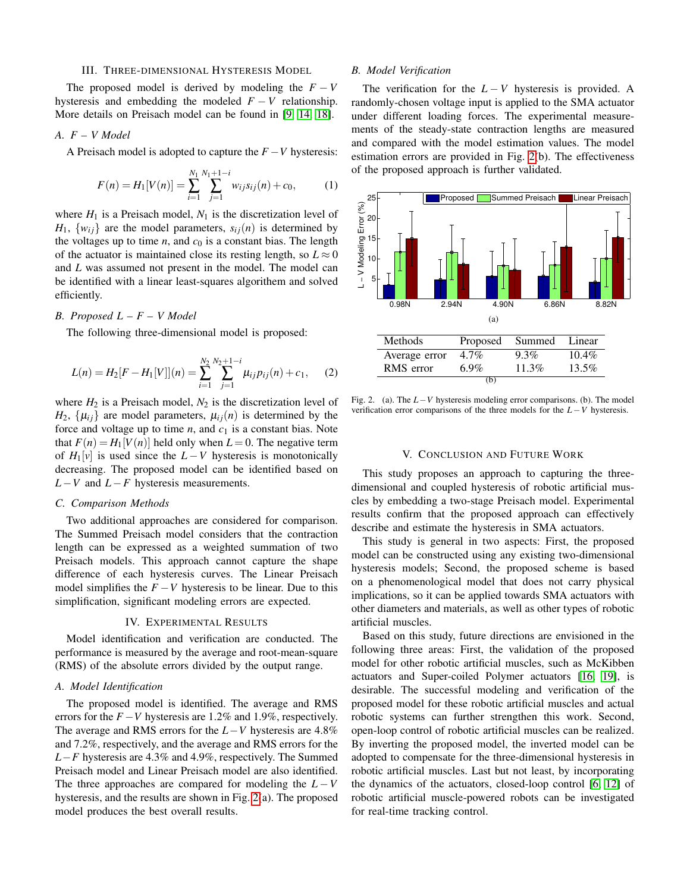## III. Three-dimensional Hysteresis Model

The proposed model is derived by modeling the $F-V$ hysteresis and embedding the modeled $F-V$ relationship. More details on Preisach model can be found in [9, 14, 18].

### A. $F - V$ Model

A Preisach model is adopted to capture the $F-V$ hysteresis:

$$F(n) = H_1[V(n)] = \sum_{i=1}^{N_1} \sum_{j=1}^{N_1+1-i} w_{ij} s_{ij}(n) + c_0, \tag{1}$$

where $H_1$ is a Preisach model, $N_1$ is the discretization level of $H_1$, $\{w_{ij}\}$ are the model parameters, $s_{ij}(n)$ is determined by the voltages up to time $n$, and $c_0$ is a constant bias. The length of the actuator is maintained close its resting length, so $L \approx 0$ and $L$ was assumed not present in the model. The model can be identified with a linear least-squares algorithem and solved efficiently.

### B. Proposed $L - F - V$ Model

The following three-dimensional model is proposed:

$$L(n) = H_2[F - H_1[V]](n) = \sum_{i=1}^{N_2} \sum_{j=1}^{N_2+1-i} \mu_{ij} p_{ij}(n) + c_1, \tag{2}$$

where $H_2$ is a Preisach model, $N_2$ is the discretization level of $H_2$, $\{\mu_{ij}\}$ are model parameters, $\mu_{ij}(n)$ is determined by the force and voltage up to time $n$, and $c_1$ is a constant bias. Note that $F(n) = H_1[V(n)]$ held only when $L = 0$. The negative term of $H_1[v]$ is used since the $L-V$ hysteresis is monotonically decreasing. The proposed model can be identified based on $L-V$ and $L-F$ hysteresis measurements.

### C. Comparison Methods

Two additional approaches are considered for comparison. The Summed Preisach model considers that the contraction length can be expressed as a weighted summation of two Preisach models. This approach cannot capture the shape difference of each hysteresis curves. The Linear Preisach model simplifies the $F-V$ hysteresis to be linear. Due to this simplification, significant modeling errors are expected.

## IV. Experimental Results

Model identification and verification are conducted. The performance is measured by the average and root-mean-square (RMS) of the absolute errors divided by the output range.

### A. Model Identification

The proposed model is identified. The average and RMS errors for the $F-V$ hysteresis are 1.2% and 1.9%, respectively. The average and RMS errors for the $L-V$ hysteresis are 4.8% and 7.2%, respectively, and the average and RMS errors for the $L-F$ hysteresis are 4.3% and 4.9%, respectively. The Summed Preisach model and Linear Preisach model are also identified. The three approaches are compared for modeling the $L-V$ hysteresis, and the results are shown in Fig. 2(a). The proposed model produces the best overall results.

### B. Model Verification

The verification for the $L-V$ hysteresis is provided. A randomly-chosen voltage input is applied to the SMA actuator under different loading forces. The experimental measurements of the steady-state contraction lengths are measured and compared with the model estimation values. The model estimation errors are provided in Fig. 2(b). The effectiveness of the proposed approach is further validated.

(a)

| Methods | Proposed | Summed | Linear |
|---|---|---|---|
| Average error | 4.7% | 9.3% | 10.4% |
| RMS error | 6.9% | 11.3% | 13.5% |

(b)

Fig. 2. (a). The $L-V$ hysteresis modeling error comparisons. (b). The model verification error comparisons of the three models for the $L-V$ hysteresis.

## V. Conclusion and Future Work

This study proposes an approach to capturing the three-dimensional and coupled hysteresis of robotic artificial muscles by embedding a two-stage Preisach model. Experimental results confirm that the proposed approach can effectively describe and estimate the hysteresis in SMA actuators.

This study is general in two aspects: First, the proposed model can be constructed using any existing two-dimensional hysteresis models; Second, the proposed scheme is based on a phenomenological model that does not carry physical implications, so it can be applied towards SMA actuators with other diameters and materials, as well as other types of robotic artificial muscles.

Based on this study, future directions are envisioned in the following three areas: First, the validation of the proposed model for other robotic artificial muscles, such as McKibben actuators and Super-coiled Polymer actuators [16, 19], is desirable. The successful modeling and verification of the proposed model for these robotic artificial muscles and actual robotic systems can further strengthen this work. Second, open-loop control of robotic artificial muscles can be realized. By inverting the proposed model, the inverted model can be adopted to compensate for the three-dimensional hysteresis in robotic artificial muscles. Last but not least, by incorporating the dynamics of the actuators, closed-loop control [6, 12] of robotic artificial muscle-powered robots can be investigated for real-time tracking control.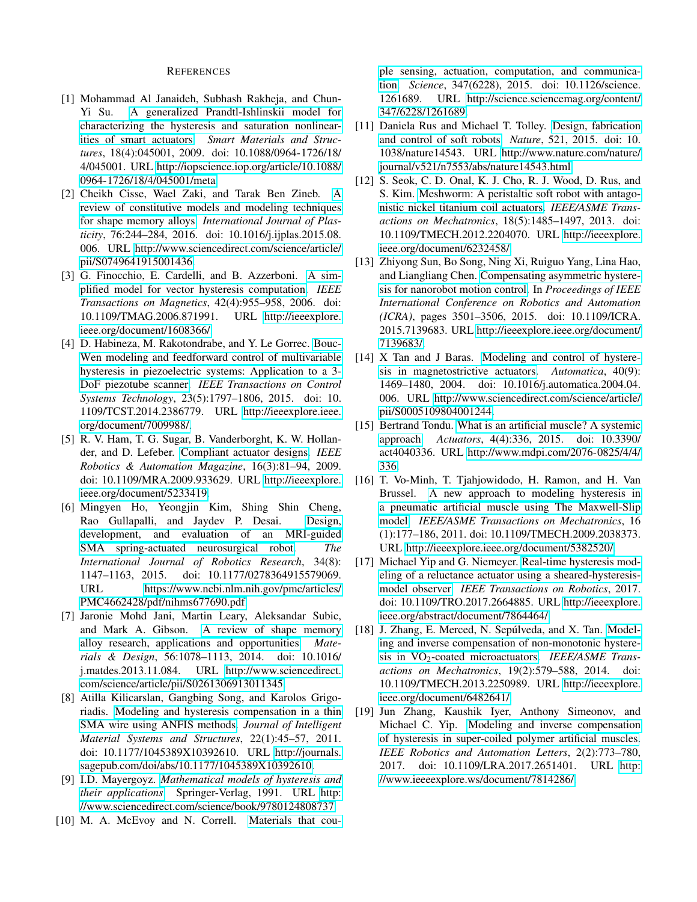## References

[1] Mohammad Al Janaideh, Subhash Rakheja, and Chun-Yi Su. A generalized Prandtl-Ishlinskii model for characterizing the hysteresis and saturation nonlinearities of smart actuators. *Smart Materials and Structures*, 18(4):045001, 2009. doi: 10.1088/0964-1726/18/4/045001. URL http://iopscience.iop.org/article/10.1088/0964-1726/18/4/045001/meta.

[2] Cheikh Cisse, Wael Zaki, and Tarak Ben Zineb. A review of constitutive models and modeling techniques for shape memory alloys. *International Journal of Plasticity*, 76:244–284, 2016. doi: 10.1016/j.ijplas.2015.08.006. URL http://www.sciencedirect.com/science/article/pii/S0749641915001436.

[3] G. Finocchio, E. Cardelli, and B. Azzerboni. A simplified model for vector hysteresis computation. *IEEE Transactions on Magnetics*, 42(4):955–958, 2006. doi: 10.1109/TMAG.2006.871991. URL http://ieeexplore.ieee.org/document/1608366/.

[4] D. Habineza, M. Rakotondrabe, and Y. Le Gorrec. Bouc-Wen modeling and feedforward control of multivariable hysteresis in piezoelectric systems: Application to a 3-DoF piezotube scanner. *IEEE Transactions on Control Systems Technology*, 23(5):1797–1806, 2015. doi: 10.1109/TCST.2014.2386779. URL http://ieeexplore.ieee.org/document/7009988/.

[5] R. V. Ham, T. G. Sugar, B. Vanderborght, K. W. Hollander, and D. Lefeber. Compliant actuator designs. *IEEE Robotics & Automation Magazine*, 16(3):81–94, 2009. doi: 10.1109/MRA.2009.933629. URL http://ieeexplore.ieee.org/document/5233419.

[6] Mingyen Ho, Yeongjin Kim, Shing Shin Cheng, Rao Gullapalli, and Jaydev P. Desai. Design, development, and evaluation of an MRI-guided SMA spring-actuated neurosurgical robot. *The International Journal of Robotics Research*, 34(8):1147–1163, 2015. doi: 10.1177/0278364915579069. URL https://www.ncbi.nlm.nih.gov/pmc/articles/PMC4662428/pdf/nihms677690.pdf.

[7] Jaronie Mohd Jani, Martin Leary, Aleksandar Subic, and Mark A. Gibson. A review of shape memory alloy research, applications and opportunities. *Materials & Design*, 56:1078–1113, 2014. doi: 10.1016/j.matdes.2013.11.084. URL http://www.sciencedirect.com/science/article/pii/S0261306913011345.

[8] Atilla Kilicarslan, Gangbing Song, and Karolos Grigoriadis. Modeling and hysteresis compensation in a thin SMA wire using ANFIS methods. *Journal of Intelligent Material Systems and Structures*, 22(1):45–57, 2011. doi: 10.1177/1045389X10392610. URL http://journals.sagepub.com/doi/abs/10.1177/1045389X10392610.

[9] I.D. Mayergoyz. *Mathematical models of hysteresis and their applications*. Springer-Verlag, 1991. URL http://www.sciencedirect.com/science/book/9780124808737.

[10] M. A. McEvoy and N. Correll. Materials that couple sensing, actuation, computation, and communication. *Science*, 347(6228), 2015. doi: 10.1126/science.1261689. URL http://science.sciencemag.org/content/347/6228/1261689.

[11] Daniela Rus and Michael T. Tolley. Design, fabrication and control of soft robots. *Nature*, 521, 2015. doi: 10.1038/nature14543. URL http://www.nature.com/nature/journal/v521/n7553/abs/nature14543.html.

[12] S. Seok, C. D. Onal, K. J. Cho, R. J. Wood, D. Rus, and S. Kim. Meshworm: A peristaltic soft robot with antagonistic nickel titanium coil actuators. *IEEE/ASME Transactions on Mechatronics*, 18(5):1485–1497, 2013. doi: 10.1109/TMECH.2012.2204070. URL http://ieeexplore.ieee.org/document/6232458/.

[13] Zhiyong Sun, Bo Song, Ning Xi, Ruiguo Yang, Lina Hao, and Liangliang Chen. Compensating asymmetric hysteresis for nanorobot motion control. In *Proceedings of IEEE International Conference on Robotics and Automation (ICRA)*, pages 3501–3506, 2015. doi: 10.1109/ICRA.2015.7139683. URL http://ieeexplore.ieee.org/document/7139683/.

[14] X Tan and J Baras. Modeling and control of hysteresis in magnetostrictive actuators. *Automatica*, 40(9):1469–1480, 2004. doi: 10.1016/j.automatica.2004.04.006. URL http://www.sciencedirect.com/science/article/pii/S0005109804001244.

[15] Bertrand Tondu. What is an artificial muscle? A systemic approach. *Actuators*, 4(4):336, 2015. doi: 10.3390/act4040336. URL http://www.mdpi.com/2076-0825/4/4/336.

[16] T. Vo-Minh, T. Tjahjowidodo, H. Ramon, and H. Van Brussel. A new approach to modeling hysteresis in a pneumatic artificial muscle using The Maxwell-Slip model. *IEEE/ASME Transactions on Mechatronics*, 16(1):177–186, 2011. doi: 10.1109/TMECH.2009.2038373. URL http://ieeexplore.ieee.org/document/5382520/.

[17] Michael Yip and G. Niemeyer. Real-time hysteresis modeling of a reluctance actuator using a sheared-hysteresis-model observer. *IEEE Transactions on Robotics*, 2017. doi: 10.1109/TRO.2017.2664885. URL http://ieeexplore.ieee.org/abstract/document/7864464/.

[18] J. Zhang, E. Merced, N. Sepúlveda, and X. Tan. Modeling and inverse compensation of non-monotonic hysteresis in $VO_2$-coated microactuators. *IEEE/ASME Transactions on Mechatronics*, 19(2):579–588, 2014. doi: 10.1109/TMECH.2013.2250989. URL http://ieeexplore.ieee.org/document/6482641/.

[19] Jun Zhang, Kaushik Iyer, Anthony Simeonov, and Michael C. Yip. Modeling and inverse compensation of hysteresis in super-coiled polymer artificial muscles. *IEEE Robotics and Automation Letters*, 2(2):773–780, 2017. doi: 10.1109/LRA.2017.2651401. URL http://www.ieeexplore.ws/document/7814286/.